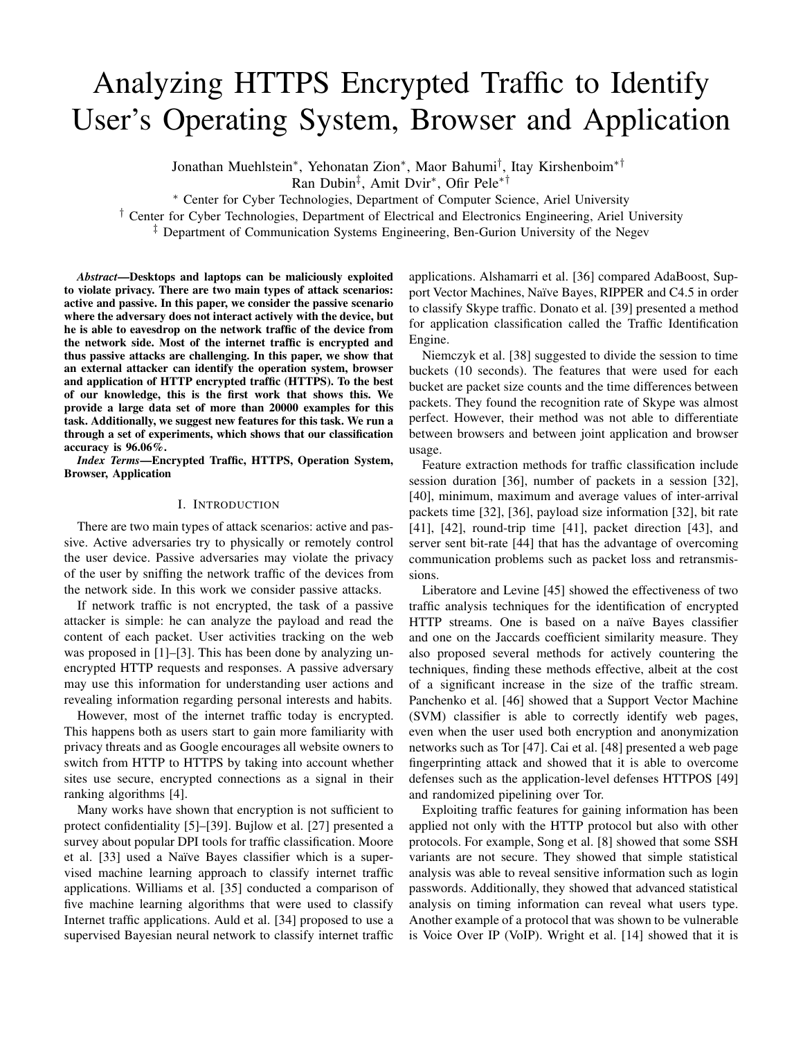# Analyzing HTTPS Encrypted Traffic to Identify User's Operating System, Browser and Application

Jonathan Muehlstein*, Yehonatan Zion*, Maor Bahumi†, Itay Kirshenboim*†
Ran Dubin‡, Amit Dvir*, Ofir Pele*†

* Center for Cyber Technologies, Department of Computer Science, Ariel University
† Center for Cyber Technologies, Department of Electrical and Electronics Engineering, Ariel University
‡ Department of Communication Systems Engineering, Ben-Gurion University of the Negev

***Abstract*—Desktops and laptops can be maliciously exploited to violate privacy. There are two main types of attack scenarios: active and passive. In this paper, we consider the passive scenario where the adversary does not interact actively with the device, but he is able to eavesdrop on the network traffic of the device from the network side. Most of the internet traffic is encrypted and thus passive attacks are challenging. In this paper, we show that an external attacker can identify the operation system, browser and application of HTTP encrypted traffic (HTTPS). To the best of our knowledge, this is the first work that shows this. We provide a large data set of more than 20000 examples for this task. Additionally, we suggest new features for this task. We run a through a set of experiments, which shows that our classification accuracy is 96.06%.**

***Index Terms*—Encrypted Traffic, HTTPS, Operation System, Browser, Application**

## I. Introduction

There are two main types of attack scenarios: active and passive. Active adversaries try to physically or remotely control the user device. Passive adversaries may violate the privacy of the user by sniffing the network traffic of the devices from the network side. In this work we consider passive attacks.

If network traffic is not encrypted, the task of a passive attacker is simple: he can analyze the payload and read the content of each packet. User activities tracking on the web was proposed in [1]–[3]. This has been done by analyzing unencrypted HTTP requests and responses. A passive adversary may use this information for understanding user actions and revealing information regarding personal interests and habits.

However, most of the internet traffic today is encrypted. This happens both as users start to gain more familiarity with privacy threats and as Google encourages all website owners to switch from HTTP to HTTPS by taking into account whether sites use secure, encrypted connections as a signal in their ranking algorithms [4].

Many works have shown that encryption is not sufficient to protect confidentiality [5]–[39]. Bujlow et al. [27] presented a survey about popular DPI tools for traffic classification. Moore et al. [33] used a Naïve Bayes classifier which is a supervised machine learning approach to classify internet traffic applications. Williams et al. [35] conducted a comparison of five machine learning algorithms that were used to classify Internet traffic applications. Auld et al. [34] proposed to use a supervised Bayesian neural network to classify internet traffic applications. Alshamarri et al. [36] compared AdaBoost, Support Vector Machines, Naïve Bayes, RIPPER and C4.5 in order to classify Skype traffic. Donato et al. [39] presented a method for application classification called the Traffic Identification Engine.

Niemczyk et al. [38] suggested to divide the session to time buckets (10 seconds). The features that were used for each bucket are packet size counts and the time differences between packets. They found the recognition rate of Skype was almost perfect. However, their method was not able to differentiate between browsers and between joint application and browser usage.

Feature extraction methods for traffic classification include session duration [36], number of packets in a session [32], [40], minimum, maximum and average values of inter-arrival packets time [32], [36], payload size information [32], bit rate [41], [42], round-trip time [41], packet direction [43], and server sent bit-rate [44] that has the advantage of overcoming communication problems such as packet loss and retransmissions.

Liberatore and Levine [45] showed the effectiveness of two traffic analysis techniques for the identification of encrypted HTTP streams. One is based on a naïve Bayes classifier and one on the Jaccards coefficient similarity measure. They also proposed several methods for actively countering the techniques, finding these methods effective, albeit at the cost of a significant increase in the size of the traffic stream. Panchenko et al. [46] showed that a Support Vector Machine (SVM) classifier is able to correctly identify web pages, even when the user used both encryption and anonymization networks such as Tor [47]. Cai et al. [48] presented a web page fingerprinting attack and showed that it is able to overcome defenses such as the application-level defenses HTTPOS [49] and randomized pipelining over Tor.

Exploiting traffic features for gaining information has been applied not only with the HTTP protocol but also with other protocols. For example, Song et al. [8] showed that some SSH variants are not secure. They showed that simple statistical analysis was able to reveal sensitive information such as login passwords. Additionally, they showed that advanced statistical analysis on timing information can reveal what users type. Another example of a protocol that was shown to be vulnerable is Voice Over IP (VoIP). Wright et al. [14] showed that it is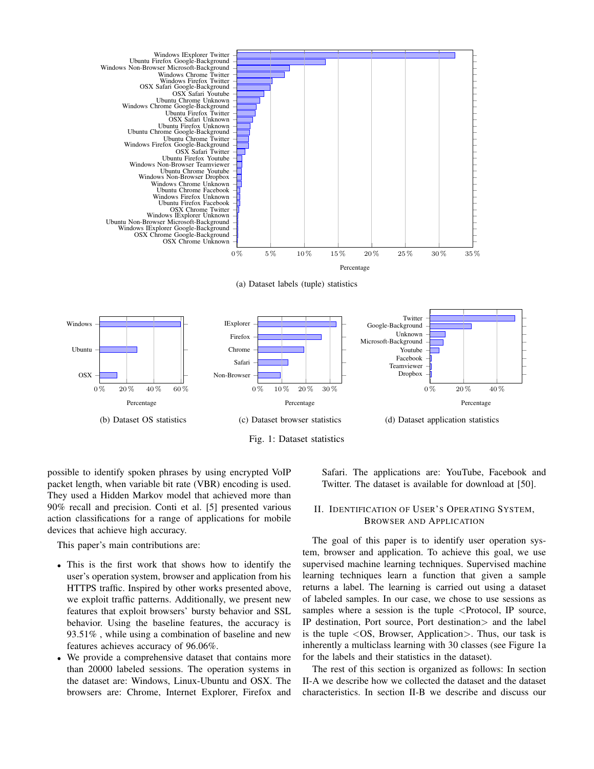(a) Dataset labels (tuple) statistics

(b) Dataset OS statistics

(c) Dataset browser statistics

(d) Dataset application statistics

Fig. 1: Dataset statistics

possible to identify spoken phrases by using encrypted VoIP packet length, when variable bit rate (VBR) encoding is used. They used a Hidden Markov model that achieved more than 90% recall and precision. Conti et al. [5] presented various action classifications for a range of applications for mobile devices that achieve high accuracy.

This paper's main contributions are:

- This is the first work that shows how to identify the user's operation system, browser and application from his HTTPS traffic. Inspired by other works presented above, we exploit traffic patterns. Additionally, we present new features that exploit browsers' bursty behavior and SSL behavior. Using the baseline features, the accuracy is 93.51% , while using a combination of baseline and new features achieves accuracy of 96.06%.
- We provide a comprehensive dataset that contains more than 20000 labeled sessions. The operation systems in the dataset are: Windows, Linux-Ubuntu and OSX. The browsers are: Chrome, Internet Explorer, Firefox and Safari. The applications are: YouTube, Facebook and Twitter. The dataset is available for download at [50].

## II. Identification of User's Operating System, Browser and Application

The goal of this paper is to identify user operation system, browser and application. To achieve this goal, we use supervised machine learning techniques. Supervised machine learning techniques learn a function that given a sample returns a label. The learning is carried out using a dataset of labeled samples. In our case, we chose to use sessions as samples where a session is the tuple <Protocol, IP source, IP destination, Port source, Port destination> and the label is the tuple <OS, Browser, Application>. Thus, our task is inherently a multiclass learning with 30 classes (see Figure 1a for the labels and their statistics in the dataset).

The rest of this section is organized as follows: In section II-A we describe how we collected the dataset and the dataset characteristics. In section II-B we describe and discuss our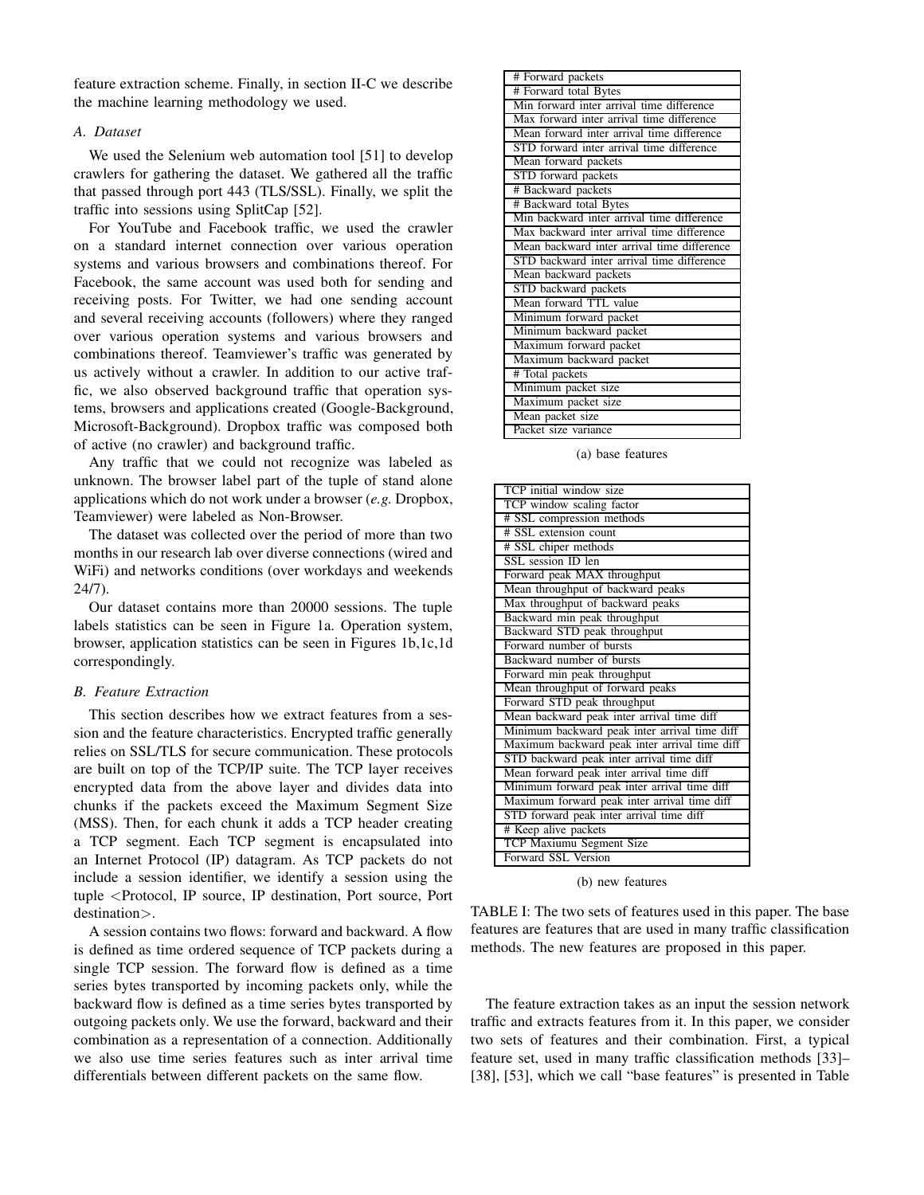feature extraction scheme. Finally, in section II-C we describe the machine learning methodology we used.

### A. Dataset

We used the Selenium web automation tool [51] to develop crawlers for gathering the dataset. We gathered all the traffic that passed through port 443 (TLS/SSL). Finally, we split the traffic into sessions using SplitCap [52].

For YouTube and Facebook traffic, we used the crawler on a standard internet connection over various operation systems and various browsers and combinations thereof. For Facebook, the same account was used both for sending and receiving posts. For Twitter, we had one sending account and several receiving accounts (followers) where they ranged over various operation systems and various browsers and combinations thereof. Teamviewer's traffic was generated by us actively without a crawler. In addition to our active traffic, we also observed background traffic that operation systems, browsers and applications created (Google-Background, Microsoft-Background). Dropbox traffic was composed both of active (no crawler) and background traffic.

Any traffic that we could not recognize was labeled as unknown. The browser label part of the tuple of stand alone applications which do not work under a browser (*e.g.* Dropbox, Teamviewer) were labeled as Non-Browser.

The dataset was collected over the period of more than two months in our research lab over diverse connections (wired and WiFi) and networks conditions (over workdays and weekends 24/7).

Our dataset contains more than 20000 sessions. The tuple labels statistics can be seen in Figure 1a. Operation system, browser, application statistics can be seen in Figures 1b,1c,1d correspondingly.

### B. Feature Extraction

This section describes how we extract features from a session and the feature characteristics. Encrypted traffic generally relies on SSL/TLS for secure communication. These protocols are built on top of the TCP/IP suite. The TCP layer receives encrypted data from the above layer and divides data into chunks if the packets exceed the Maximum Segment Size (MSS). Then, for each chunk it adds a TCP header creating a TCP segment. Each TCP segment is encapsulated into an Internet Protocol (IP) datagram. As TCP packets do not include a session identifier, we identify a session using the tuple <Protocol, IP source, IP destination, Port source, Port destination>.

A session contains two flows: forward and backward. A flow is defined as time ordered sequence of TCP packets during a single TCP session. The forward flow is defined as a time series bytes transported by incoming packets only, while the backward flow is defined as a time series bytes transported by outgoing packets only. We use the forward, backward and their combination as a representation of a connection. Additionally we also use time series features such as inter arrival time differentials between different packets on the same flow.

| # Forward packets |
|---|
| # Forward total Bytes |
| Min forward inter arrival time difference |
| Max forward inter arrival time difference |
| Mean forward inter arrival time difference |
| STD forward inter arrival time difference |
| Mean forward packets |
| STD forward packets |
| # Backward packets |
| # Backward total Bytes |
| Min backward inter arrival time difference |
| Max backward inter arrival time difference |
| Mean backward inter arrival time difference |
| STD backward inter arrival time difference |
| Mean backward packets |
| STD backward packets |
| Mean forward TTL value |
| Minimum forward packet |
| Minimum backward packet |
| Maximum forward packet |
| Maximum backward packet |
| # Total packets |
| Minimum packet size |
| Maximum packet size |
| Mean packet size |
| Packet size variance |

(a) base features

| TCP initial window size |
|---|
| TCP window scaling factor |
| # SSL compression methods |
| # SSL extension count |
| # SSL chiper methods |
| SSL session ID len |
| Forward peak MAX throughput |
| Mean throughput of backward peaks |
| Max throughput of backward peaks |
| Backward min peak throughput |
| Backward STD peak throughput |
| Forward number of bursts |
| Backward number of bursts |
| Forward min peak throughput |
| Mean throughput of forward peaks |
| Forward STD peak throughput |
| Mean backward peak inter arrival time diff |
| Minimum backward peak inter arrival time diff |
| Maximum backward peak inter arrival time diff |
| STD backward peak inter arrival time diff |
| Mean forward peak inter arrival time diff |
| Minimum forward peak inter arrival time diff |
| Maximum forward peak inter arrival time diff |
| STD forward peak inter arrival time diff |
| # Keep alive packets |
| TCP Maxiumu Segment Size |
| Forward SSL Version |

(b) new features

TABLE I: The two sets of features used in this paper. The base features are features that are used in many traffic classification methods. The new features are proposed in this paper.

The feature extraction takes as an input the session network traffic and extracts features from it. In this paper, we consider two sets of features and their combination. First, a typical feature set, used in many traffic classification methods [33]–[38], [53], which we call "base features" is presented in Table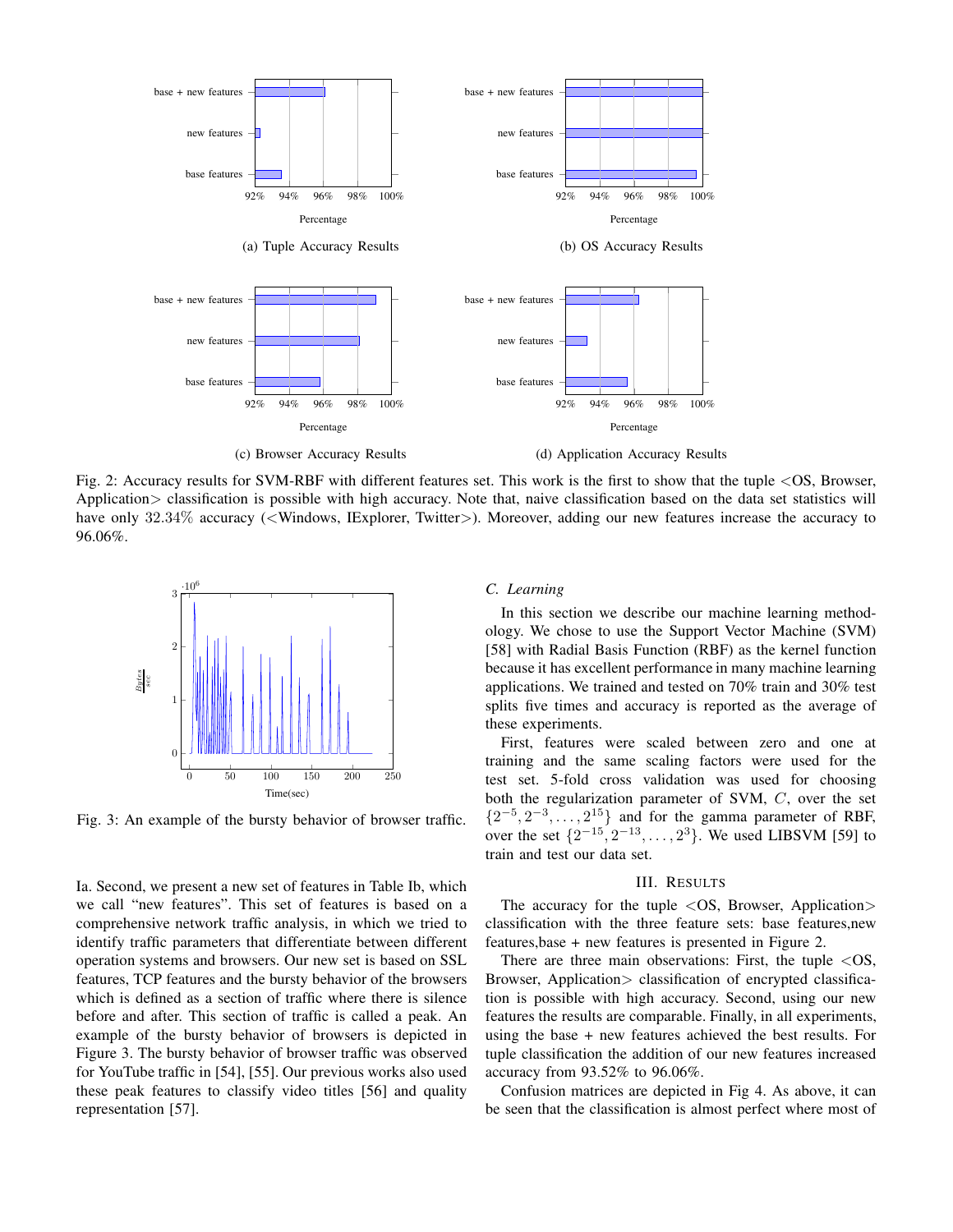Fig. 2: Accuracy results for SVM-RBF with different features set. This work is the first to show that the tuple <OS, Browser, Application> classification is possible with high accuracy. Note that, naive classification based on the data set statistics will have only 32.34% accuracy (<Windows, IExplorer, Twitter>). Moreover, adding our new features increase the accuracy to 96.06%.

Fig. 3: An example of the bursty behavior of browser traffic.

Ia. Second, we present a new set of features in Table Ib, which we call "new features". This set of features is based on a comprehensive network traffic analysis, in which we tried to identify traffic parameters that differentiate between different operation systems and browsers. Our new set is based on SSL features, TCP features and the bursty behavior of the browsers which is defined as a section of traffic where there is silence before and after. This section of traffic is called a peak. An example of the bursty behavior of browsers is depicted in Figure 3. The bursty behavior of browser traffic was observed for YouTube traffic in [54], [55]. Our previous works also used these peak features to classify video titles [56] and quality representation [57].

### C. Learning

In this section we describe our machine learning methodology. We chose to use the Support Vector Machine (SVM) [58] with Radial Basis Function (RBF) as the kernel function because it has excellent performance in many machine learning applications. We trained and tested on 70% train and 30% test splits five times and accuracy is reported as the average of these experiments.

First, features were scaled between zero and one at training and the same scaling factors were used for the test set. 5-fold cross validation was used for choosing both the regularization parameter of SVM, $C$, over the set $\{2^{-5}, 2^{-3}, \ldots, 2^{15}\}$ and for the gamma parameter of RBF, over the set $\{2^{-15}, 2^{-13}, \ldots, 2^{3}\}$. We used LIBSVM [59] to train and test our data set.

## III. Results

The accuracy for the tuple <OS, Browser, Application> classification with the three feature sets: base features,new features,base + new features is presented in Figure 2.

There are three main observations: First, the tuple <OS, Browser, Application> classification of encrypted classification is possible with high accuracy. Second, using our new features the results are comparable. Finally, in all experiments, using the base + new features achieved the best results. For tuple classification the addition of our new features increased accuracy from 93.52% to 96.06%.

Confusion matrices are depicted in Fig 4. As above, it can be seen that the classification is almost perfect where most of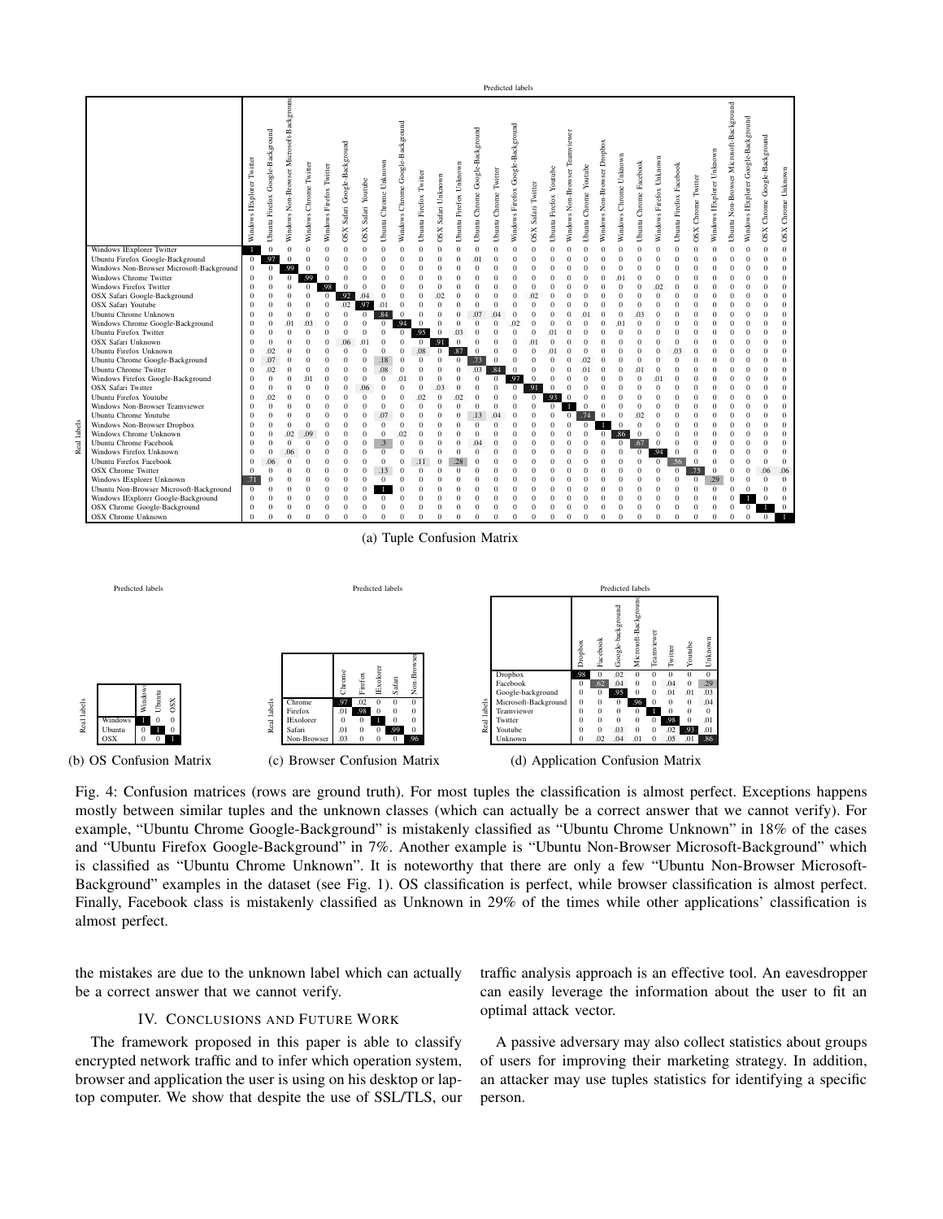| | Windows IExplorer Twitter | Ubuntu Firefox Google-Background | Windows Non-Browser Microsoft-Background | Windows Chrome Twitter | Windows Firefox Twitter | OSX Safari Google-Background | OSX Safari Youtube | Ubuntu Chrome Unknown | Windows Chrome Google-Background | Ubuntu Firefox Twitter | OSX Safari Unknown | Ubuntu Firefox Unknown | Ubuntu Chrome Google-Background | Ubuntu Chrome Twitter | Windows Firefox Google-Background | OSX Safari Twitter | Ubuntu Firefox Youtube | Windows Non-Browser Teamviewer | Ubuntu Chrome Youtube | Windows Non-Browser Dropbox | Windows Chrome Unknown | Ubuntu Chrome Facebook | Windows Firefox Unknown | Ubuntu Firefox Facebook | OSX Chrome Twitter | Windows IExplorer Unknown | Ubuntu Non-Browser Microsoft-Background | Windows IExplorer Google-Background | OSX Chrome Google-Background | OSX Chrome Unknown |
|---|---|---|---|---|---|---|---|---|---|---|---|---|---|---|---|---|---|---|---|---|---|---|---|---|---|---|---|---|---|---|
| Windows IExplorer Twitter | 1 | 0 | 0 | 0 | 0 | 0 | 0 | 0 | 0 | 0 | 0 | 0 | 0 | 0 | 0 | 0 | 0 | 0 | 0 | 0 | 0 | 0 | 0 | 0 | 0 | 0 | 0 | 0 | 0 | 0 |
| Ubuntu Firefox Google-Background | 0 | .97 | 0 | 0 | 0 | 0 | 0 | 0 | 0 | 0 | 0 | 0 | .01 | 0 | 0 | 0 | 0 | 0 | 0 | 0 | 0 | 0 | 0 | 0 | 0 | 0 | 0 | 0 | 0 | 0 |
| Windows Non-Browser Microsoft-Background | 0 | 0 | .99 | 0 | 0 | 0 | 0 | 0 | 0 | 0 | 0 | 0 | 0 | 0 | 0 | 0 | 0 | 0 | 0 | 0 | 0 | 0 | 0 | 0 | 0 | 0 | 0 | 0 | 0 | 0 |
| Windows Chrome Twitter | 0 | 0 | 0 | .99 | 0 | 0 | 0 | 0 | 0 | 0 | 0 | 0 | 0 | 0 | 0 | 0 | 0 | 0 | 0 | 0 | .01 | 0 | 0 | 0 | 0 | 0 | 0 | 0 | 0 | 0 |
| Windows Firefox Twitter | 0 | 0 | 0 | 0 | .98 | 0 | 0 | 0 | 0 | 0 | 0 | 0 | 0 | 0 | 0 | 0 | 0 | 0 | 0 | 0 | 0 | 0 | .02 | 0 | 0 | 0 | 0 | 0 | 0 | 0 |
| OSX Safari Google-Background | 0 | 0 | 0 | 0 | 0 | .92 | .04 | 0 | 0 | 0 | .02 | 0 | 0 | 0 | 0 | .02 | 0 | 0 | 0 | 0 | 0 | 0 | 0 | 0 | 0 | 0 | 0 | 0 | 0 | 0 |
| OSX Safari Youtube | 0 | 0 | 0 | 0 | 0 | .02 | .97 | .01 | 0 | 0 | 0 | 0 | 0 | 0 | 0 | 0 | 0 | 0 | 0 | 0 | 0 | 0 | 0 | 0 | 0 | 0 | 0 | 0 | 0 | 0 |
| Ubuntu Chrome Unknown | 0 | 0 | 0 | 0 | 0 | 0 | 0 | .84 | 0 | 0 | 0 | 0 | .07 | .04 | 0 | 0 | 0 | 0 | .01 | 0 | 0 | .03 | 0 | 0 | 0 | 0 | 0 | 0 | 0 | 0 |
| Windows Chrome Google-Background | 0 | 0 | .01 | .03 | 0 | 0 | 0 | 0 | .94 | 0 | 0 | 0 | 0 | 0 | .02 | 0 | 0 | 0 | 0 | 0 | .01 | 0 | 0 | 0 | 0 | 0 | 0 | 0 | 0 | 0 |
| Ubuntu Firefox Twitter | 0 | 0 | 0 | 0 | 0 | 0 | 0 | 0 | 0 | .95 | 0 | .03 | 0 | 0 | 0 | 0 | .01 | 0 | 0 | 0 | 0 | 0 | 0 | 0 | 0 | 0 | 0 | 0 | 0 | 0 |
| OSX Safari Unknown | 0 | 0 | 0 | 0 | 0 | .06 | .01 | 0 | 0 | 0 | .91 | 0 | 0 | 0 | 0 | .01 | 0 | 0 | 0 | 0 | 0 | 0 | 0 | 0 | 0 | 0 | 0 | 0 | 0 | 0 |
| Ubuntu Firefox Unknown | 0 | .02 | 0 | 0 | 0 | 0 | 0 | 0 | 0 | .08 | 0 | .87 | 0 | 0 | 0 | 0 | .01 | 0 | 0 | 0 | 0 | 0 | 0 | .03 | 0 | 0 | 0 | 0 | 0 | 0 |
| Ubuntu Chrome Google-Background | 0 | .07 | 0 | 0 | 0 | 0 | 0 | .18 | 0 | 0 | 0 | 0 | .73 | 0 | 0 | 0 | 0 | 0 | .02 | 0 | 0 | 0 | 0 | 0 | 0 | 0 | 0 | 0 | 0 | 0 |
| Ubuntu Chrome Twitter | 0 | .02 | 0 | 0 | 0 | 0 | 0 | .08 | 0 | 0 | 0 | 0 | .03 | .84 | 0 | 0 | 0 | 0 | .01 | 0 | 0 | .01 | 0 | 0 | 0 | 0 | 0 | 0 | 0 | 0 |
| Windows Firefox Google-Background | 0 | 0 | 0 | .01 | 0 | 0 | 0 | 0 | .01 | 0 | 0 | 0 | 0 | 0 | .97 | 0 | 0 | 0 | 0 | 0 | 0 | 0 | .01 | 0 | 0 | 0 | 0 | 0 | 0 | 0 |
| OSX Safari Twitter | 0 | 0 | 0 | 0 | 0 | 0 | .06 | 0 | 0 | 0 | .03 | 0 | 0 | 0 | 0 | .91 | 0 | 0 | 0 | 0 | 0 | 0 | 0 | 0 | 0 | 0 | 0 | 0 | 0 | 0 |
| Ubuntu Firefox Youtube | 0 | .02 | 0 | 0 | 0 | 0 | 0 | 0 | 0 | .02 | 0 | .02 | 0 | 0 | 0 | 0 | .93 | 0 | 0 | 0 | 0 | 0 | 0 | 0 | 0 | 0 | 0 | 0 | 0 | 0 |
| Windows Non-Browser Teamviewer | 0 | 0 | 0 | 0 | 0 | 0 | 0 | 0 | 0 | 0 | 0 | 0 | 0 | 0 | 0 | 0 | 0 | 1 | 0 | 0 | 0 | 0 | 0 | 0 | 0 | 0 | 0 | 0 | 0 | 0 |
| Ubuntu Chrome Youtube | 0 | 0 | 0 | 0 | 0 | 0 | 0 | .07 | 0 | 0 | 0 | 0 | .13 | .04 | 0 | 0 | 0 | 0 | .74 | 0 | 0 | .02 | 0 | 0 | 0 | 0 | 0 | 0 | 0 | 0 |
| Windows Non-Browser Dropbox | 0 | 0 | 0 | 0 | 0 | 0 | 0 | 0 | 0 | 0 | 0 | 0 | 0 | 0 | 0 | 0 | 0 | 0 | 0 | 1 | 0 | 0 | 0 | 0 | 0 | 0 | 0 | 0 | 0 | 0 |
| Windows Chrome Unknown | 0 | 0 | .02 | .09 | 0 | 0 | 0 | 0 | .02 | 0 | 0 | 0 | 0 | 0 | 0 | 0 | 0 | 0 | 0 | 0 | .86 | 0 | 0 | 0 | 0 | 0 | 0 | 0 | 0 | 0 |
| Ubuntu Chrome Facebook | 0 | 0 | 0 | 0 | 0 | 0 | 0 | .3 | 0 | 0 | 0 | 0 | .04 | 0 | 0 | 0 | 0 | 0 | 0 | 0 | 0 | .67 | 0 | 0 | 0 | 0 | 0 | 0 | 0 | 0 |
| Windows Firefox Unknown | 0 | 0 | .06 | 0 | 0 | 0 | 0 | 0 | 0 | 0 | 0 | 0 | 0 | 0 | 0 | 0 | 0 | 0 | 0 | 0 | 0 | 0 | .94 | 0 | 0 | 0 | 0 | 0 | 0 | 0 |
| Ubuntu Firefox Facebook | 0 | .06 | 0 | 0 | 0 | 0 | 0 | 0 | 0 | .11 | 0 | .28 | 0 | 0 | 0 | 0 | 0 | 0 | 0 | 0 | 0 | 0 | 0 | .56 | 0 | 0 | 0 | 0 | 0 | 0 |
| OSX Chrome Twitter | 0 | 0 | 0 | 0 | 0 | 0 | 0 | .13 | 0 | 0 | 0 | 0 | 0 | 0 | 0 | 0 | 0 | 0 | 0 | 0 | 0 | 0 | 0 | 0 | .75 | 0 | 0 | 0 | .06 | .06 |
| Windows IExplorer Unknown | .71 | 0 | 0 | 0 | 0 | 0 | 0 | 0 | 0 | 0 | 0 | 0 | 0 | 0 | 0 | 0 | 0 | 0 | 0 | 0 | 0 | 0 | 0 | 0 | 0 | .29 | 0 | 0 | 0 | 0 |
| Ubuntu Non-Browser Microsoft-Background | 0 | 0 | 0 | 0 | 0 | 0 | 0 | 1 | 0 | 0 | 0 | 0 | 0 | 0 | 0 | 0 | 0 | 0 | 0 | 0 | 0 | 0 | 0 | 0 | 0 | 0 | 0 | 0 | 0 | 0 |
| Windows IExplorer Google-Background | 0 | 0 | 0 | 0 | 0 | 0 | 0 | 0 | 0 | 0 | 0 | 0 | 0 | 0 | 0 | 0 | 0 | 0 | 0 | 0 | 0 | 0 | 0 | 0 | 0 | 0 | 0 | 1 | 0 | 0 |
| OSX Chrome Google-Background | 0 | 0 | 0 | 0 | 0 | 0 | 0 | 0 | 0 | 0 | 0 | 0 | 0 | 0 | 0 | 0 | 0 | 0 | 0 | 0 | 0 | 0 | 0 | 0 | 0 | 0 | 0 | 0 | 1 | 0 |
| OSX Chrome Unknown | 0 | 0 | 0 | 0 | 0 | 0 | 0 | 0 | 0 | 0 | 0 | 0 | 0 | 0 | 0 | 0 | 0 | 0 | 0 | 0 | 0 | 0 | 0 | 0 | 0 | 0 | 0 | 0 | 0 | 1 |

(a) Tuple Confusion Matrix

| | Windows | Ubuntu | OSX |
|---|---|---|---|
| Windows | 1 | 0 | 0 |
| Ubuntu | 0 | 1 | 0 |
| OSX | 0 | 0 | 1 |

(b) OS Confusion Matrix

| | Chrome | Firefox | IExolorer | Safari | Non-Browser |
|---|---|---|---|---|---|
| Chrome | .97 | .02 | 0 | 0 | 0 |
| Firefox | .01 | .98 | 0 | 0 | 0 |
| IExolorer | 0 | 0 | 1 | 0 | 0 |
| Safari | .01 | 0 | 0 | .99 | 0 |
| Non-Browser | .03 | 0 | 0 | 0 | .96 |

(c) Browser Confusion Matrix

| | Dropbox | Facebook | Google-background | Microsoft-Background | Teamviewer | Twitter | Youtube | Unknown |
|---|---|---|---|---|---|---|---|---|
| Dropbox | .98 | 0 | .02 | 0 | 0 | 0 | 0 | 0 |
| Facebook | 0 | .62 | .04 | 0 | 0 | .04 | 0 | .29 |
| Google-background | 0 | 0 | .95 | 0 | 0 | .01 | .01 | .03 |
| Microsoft-Background | 0 | 0 | 0 | .96 | 0 | 0 | 0 | .04 |
| Teamviewer | 0 | 0 | 0 | 0 | 1 | 0 | 0 | 0 |
| Twitter | 0 | 0 | 0 | 0 | 0 | .98 | 0 | .01 |
| Youtube | 0 | 0 | .03 | 0 | 0 | .02 | .93 | .01 |
| Unknown | 0 | .02 | .04 | .01 | 0 | .05 | .01 | .86 |

(d) Application Confusion Matrix

Fig. 4: Confusion matrices (rows are ground truth). For most tuples the classification is almost perfect. Exceptions happens mostly between similar tuples and the unknown classes (which can actually be a correct answer that we cannot verify). For example, "Ubuntu Chrome Google-Background" is mistakenly classified as "Ubuntu Chrome Unknown" in 18% of the cases and "Ubuntu Firefox Google-Background" in 7%. Another example is "Ubuntu Non-Browser Microsoft-Background" which is classified as "Ubuntu Chrome Unknown". It is noteworthy that there are only a few "Ubuntu Non-Browser Microsoft-Background" examples in the dataset (see Fig. 1). OS classification is perfect, while browser classification is almost perfect. Finally, Facebook class is mistakenly classified as Unknown in 29% of the times while other applications' classification is almost perfect.

the mistakes are due to the unknown label which can actually be a correct answer that we cannot verify.

## IV. Conclusions and Future Work

The framework proposed in this paper is able to classify encrypted network traffic and to infer which operation system, browser and application the user is using on his desktop or laptop computer. We show that despite the use of SSL/TLS, our traffic analysis approach is an effective tool. An eavesdropper can easily leverage the information about the user to fit an optimal attack vector.

A passive adversary may also collect statistics about groups of users for improving their marketing strategy. In addition, an attacker may use tuples statistics for identifying a specific person.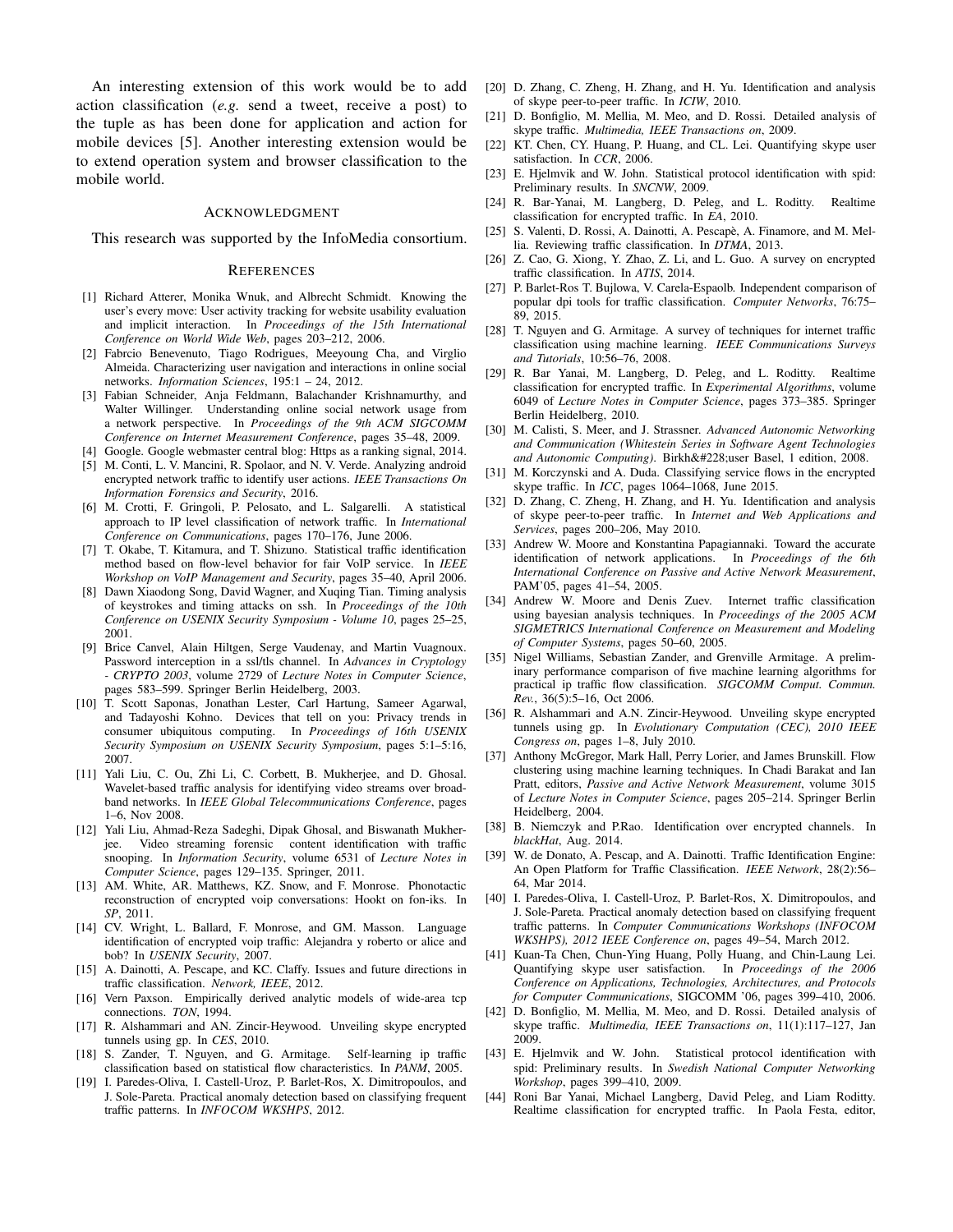An interesting extension of this work would be to add action classification (*e.g.* send a tweet, receive a post) to the tuple as has been done for application and action for mobile devices [5]. Another interesting extension would be to extend operation system and browser classification to the mobile world.

## ACKNOWLEDGMENT

This research was supported by the InfoMedia consortium.

## REFERENCES

[1] Richard Atterer, Monika Wnuk, and Albrecht Schmidt. Knowing the user's every move: User activity tracking for website usability evaluation and implicit interaction. In *Proceedings of the 15th International Conference on World Wide Web*, pages 203–212, 2006.

[2] Fabrcio Benevenuto, Tiago Rodrigues, Meeyoung Cha, and Virglio Almeida. Characterizing user navigation and interactions in online social networks. *Information Sciences*, 195:1 – 24, 2012.

[3] Fabian Schneider, Anja Feldmann, Balachander Krishnamurthy, and Walter Willinger. Understanding online social network usage from a network perspective. In *Proceedings of the 9th ACM SIGCOMM Conference on Internet Measurement Conference*, pages 35–48, 2009.

[4] Google. Google webmaster central blog: Https as a ranking signal, 2014.

[5] M. Conti, L. V. Mancini, R. Spolaor, and N. V. Verde. Analyzing android encrypted network traffic to identify user actions. *IEEE Transactions On Information Forensics and Security*, 2016.

[6] M. Crotti, F. Gringoli, P. Pelosato, and L. Salgarelli. A statistical approach to IP level classification of network traffic. In *International Conference on Communications*, pages 170–176, June 2006.

[7] T. Okabe, T. Kitamura, and T. Shizuno. Statistical traffic identification method based on flow-level behavior for fair VoIP service. In *IEEE Workshop on VoIP Management and Security*, pages 35–40, April 2006.

[8] Dawn Xiaodong Song, David Wagner, and Xuqing Tian. Timing analysis of keystrokes and timing attacks on ssh. In *Proceedings of the 10th Conference on USENIX Security Symposium - Volume 10*, pages 25–25, 2001.

[9] Brice Canvel, Alain Hiltgen, Serge Vaudenay, and Martin Vuagnoux. Password interception in a ssl/tls channel. In *Advances in Cryptology - CRYPTO 2003*, volume 2729 of *Lecture Notes in Computer Science*, pages 583–599. Springer Berlin Heidelberg, 2003.

[10] T. Scott Saponas, Jonathan Lester, Carl Hartung, Sameer Agarwal, and Tadayoshi Kohno. Devices that tell on you: Privacy trends in consumer ubiquitous computing. In *Proceedings of 16th USENIX Security Symposium on USENIX Security Symposium*, pages 5:1–5:16, 2007.

[11] Yali Liu, C. Ou, Zhi Li, C. Corbett, B. Mukherjee, and D. Ghosal. Wavelet-based traffic analysis for identifying video streams over broadband networks. In *IEEE Global Telecommunications Conference*, pages 1–6, Nov 2008.

[12] Yali Liu, Ahmad-Reza Sadeghi, Dipak Ghosal, and Biswanath Mukherjee. Video streaming forensic content identification with traffic snooping. In *Information Security*, volume 6531 of *Lecture Notes in Computer Science*, pages 129–135. Springer, 2011.

[13] AM. White, AR. Matthews, KZ. Snow, and F. Monrose. Phonotactic reconstruction of encrypted voip conversations: Hookt on fon-iks. In *SP*, 2011.

[14] CV. Wright, L. Ballard, F. Monrose, and GM. Masson. Language identification of encrypted voip traffic: Alejandra y roberto or alice and bob? In *USENIX Security*, 2007.

[15] A. Dainotti, A. Pescape, and KC. Claffy. Issues and future directions in traffic classification. *Network, IEEE*, 2012.

[16] Vern Paxson. Empirically derived analytic models of wide-area tcp connections. *TON*, 1994.

[17] R. Alshammari and AN. Zincir-Heywood. Unveiling skype encrypted tunnels using gp. In *CES*, 2010.

[18] S. Zander, T. Nguyen, and G. Armitage. Self-learning ip traffic classification based on statistical flow characteristics. In *PANM*, 2005.

[19] I. Paredes-Oliva, I. Castell-Uroz, P. Barlet-Ros, X. Dimitropoulos, and J. Sole-Pareta. Practical anomaly detection based on classifying frequent traffic patterns. In *INFOCOM WKSHPS*, 2012.

[20] D. Zhang, C. Zheng, H. Zhang, and H. Yu. Identification and analysis of skype peer-to-peer traffic. In *ICIW*, 2010.

[21] D. Bonfiglio, M. Mellia, M. Meo, and D. Rossi. Detailed analysis of skype traffic. *Multimedia, IEEE Transactions on*, 2009.

[22] KT. Chen, CY. Huang, P. Huang, and CL. Lei. Quantifying skype user satisfaction. In *CCR*, 2006.

[23] E. Hjelmvik and W. John. Statistical protocol identification with spid: Preliminary results. In *SNCNW*, 2009.

[24] R. Bar-Yanai, M. Langberg, D. Peleg, and L. Roditty. Realtime classification for encrypted traffic. In *EA*, 2010.

[25] S. Valenti, D. Rossi, A. Dainotti, A. Pescapè, A. Finamore, and M. Mellia. Reviewing traffic classification. In *DTMA*, 2013.

[26] Z. Cao, G. Xiong, Y. Zhao, Z. Li, and L. Guo. A survey on encrypted traffic classification. In *ATIS*, 2014.

[27] P. Barlet-Ros T. Bujlowa, V. Carela-Espaolb. Independent comparison of popular dpi tools for traffic classification. *Computer Networks*, 76:75–89, 2015.

[28] T. Nguyen and G. Armitage. A survey of techniques for internet traffic classification using machine learning. *IEEE Communications Surveys and Tutorials*, 10:56–76, 2008.

[29] R. Bar Yanai, M. Langberg, D. Peleg, and L. Roditty. Realtime classification for encrypted traffic. In *Experimental Algorithms*, volume 6049 of *Lecture Notes in Computer Science*, pages 373–385. Springer Berlin Heidelberg, 2010.

[30] M. Calisti, S. Meer, and J. Strassner. *Advanced Autonomic Networking and Communication (Whitestein Series in Software Agent Technologies and Autonomic Computing)*. Birkh&#228;user Basel, 1 edition, 2008.

[31] M. Korczynski and A. Duda. Classifying service flows in the encrypted skype traffic. In *ICC*, pages 1064–1068, June 2015.

[32] D. Zhang, C. Zheng, H. Zhang, and H. Yu. Identification and analysis of skype peer-to-peer traffic. In *Internet and Web Applications and Services*, pages 200–206, May 2010.

[33] Andrew W. Moore and Konstantina Papagiannaki. Toward the accurate identification of network applications. In *Proceedings of the 6th International Conference on Passive and Active Network Measurement*, PAM'05, pages 41–54, 2005.

[34] Andrew W. Moore and Denis Zuev. Internet traffic classification using bayesian analysis techniques. In *Proceedings of the 2005 ACM SIGMETRICS International Conference on Measurement and Modeling of Computer Systems*, pages 50–60, 2005.

[35] Nigel Williams, Sebastian Zander, and Grenville Armitage. A preliminary performance comparison of five machine learning algorithms for practical ip traffic flow classification. *SIGCOMM Comput. Commun. Rev.*, 36(5):5–16, Oct 2006.

[36] R. Alshammari and A.N. Zincir-Heywood. Unveiling skype encrypted tunnels using gp. In *Evolutionary Computation (CEC), 2010 IEEE Congress on*, pages 1–8, July 2010.

[37] Anthony McGregor, Mark Hall, Perry Lorier, and James Brunskill. Flow clustering using machine learning techniques. In Chadi Barakat and Ian Pratt, editors, *Passive and Active Network Measurement*, volume 3015 of *Lecture Notes in Computer Science*, pages 205–214. Springer Berlin Heidelberg, 2004.

[38] B. Niemczyk and P.Rao. Identification over encrypted channels. In *blackHat*, Aug. 2014.

[39] W. de Donato, A. Pescap, and A. Dainotti. Traffic Identification Engine: An Open Platform for Traffic Classification. *IEEE Network*, 28(2):56–64, Mar 2014.

[40] I. Paredes-Oliva, I. Castell-Uroz, P. Barlet-Ros, X. Dimitropoulos, and J. Sole-Pareta. Practical anomaly detection based on classifying frequent traffic patterns. In *Computer Communications Workshops (INFOCOM WKSHPS), 2012 IEEE Conference on*, pages 49–54, March 2012.

[41] Kuan-Ta Chen, Chun-Ying Huang, Polly Huang, and Chin-Laung Lei. Quantifying skype user satisfaction. In *Proceedings of the 2006 Conference on Applications, Technologies, Architectures, and Protocols for Computer Communications*, SIGCOMM '06, pages 399–410, 2006.

[42] D. Bonfiglio, M. Mellia, M. Meo, and D. Rossi. Detailed analysis of skype traffic. *Multimedia, IEEE Transactions on*, 11(1):117–127, Jan 2009.

[43] E. Hjelmvik and W. John. Statistical protocol identification with spid: Preliminary results. In *Swedish National Computer Networking Workshop*, pages 399–410, 2009.

[44] Roni Bar Yanai, Michael Langberg, David Peleg, and Liam Roditty. Realtime classification for encrypted traffic. In Paola Festa, editor,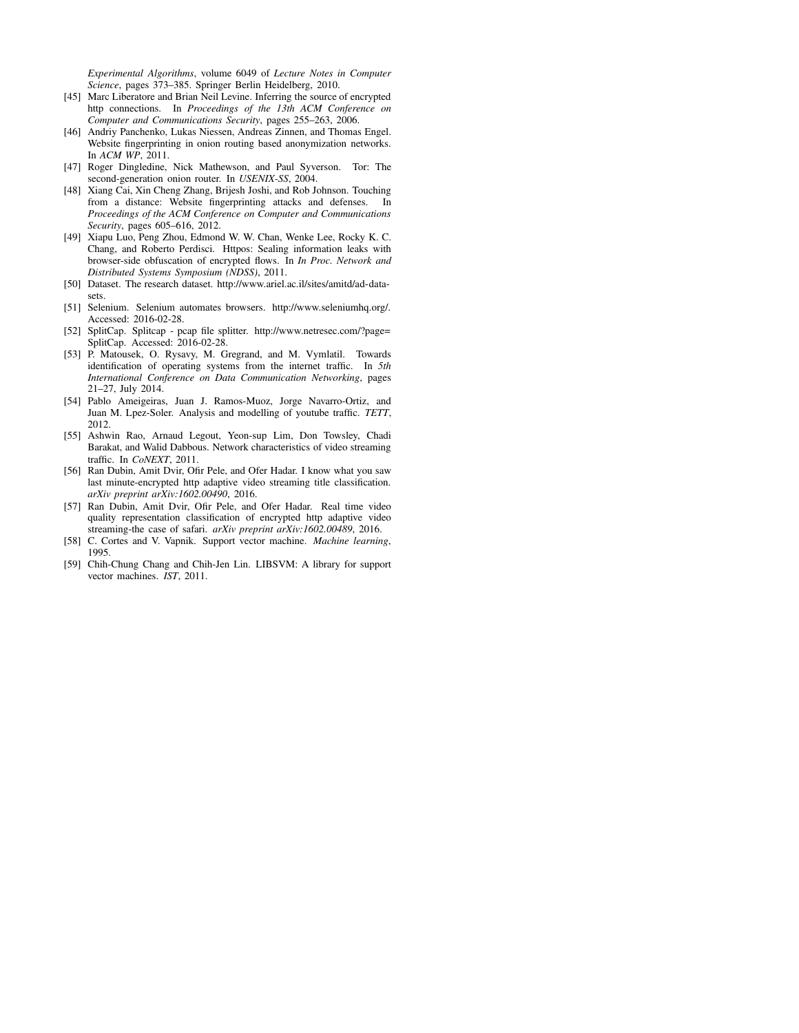*Experimental Algorithms*, volume 6049 of *Lecture Notes in Computer Science*, pages 373–385. Springer Berlin Heidelberg, 2010.

[45] Marc Liberatore and Brian Neil Levine. Inferring the source of encrypted http connections. In *Proceedings of the 13th ACM Conference on Computer and Communications Security*, pages 255–263, 2006.

[46] Andriy Panchenko, Lukas Niessen, Andreas Zinnen, and Thomas Engel. Website fingerprinting in onion routing based anonymization networks. In *ACM WP*, 2011.

[47] Roger Dingledine, Nick Mathewson, and Paul Syverson. Tor: The second-generation onion router. In *USENIX-SS*, 2004.

[48] Xiang Cai, Xin Cheng Zhang, Brijesh Joshi, and Rob Johnson. Touching from a distance: Website fingerprinting attacks and defenses. In *Proceedings of the ACM Conference on Computer and Communications Security*, pages 605–616, 2012.

[49] Xiapu Luo, Peng Zhou, Edmond W. W. Chan, Wenke Lee, Rocky K. C. Chang, and Roberto Perdisci. Httpos: Sealing information leaks with browser-side obfuscation of encrypted flows. In *In Proc. Network and Distributed Systems Symposium (NDSS)*, 2011.

[50] Dataset. The research dataset. http://www.ariel.ac.il/sites/amitd/ad-data-sets.

[51] Selenium. Selenium automates browsers. http://www.seleniumhq.org/. Accessed: 2016-02-28.

[52] SplitCap. Splitcap - pcap file splitter. http://www.netresec.com/?page=SplitCap. Accessed: 2016-02-28.

[53] P. Matousek, O. Rysavy, M. Gregrand, and M. Vymlatil. Towards identification of operating systems from the internet traffic. In *5th International Conference on Data Communication Networking*, pages 21–27, July 2014.

[54] Pablo Ameigeiras, Juan J. Ramos-Muoz, Jorge Navarro-Ortiz, and Juan M. Lpez-Soler. Analysis and modelling of youtube traffic. *TETT*, 2012.

[55] Ashwin Rao, Arnaud Legout, Yeon-sup Lim, Don Towsley, Chadi Barakat, and Walid Dabbous. Network characteristics of video streaming traffic. In *CoNEXT*, 2011.

[56] Ran Dubin, Amit Dvir, Ofir Pele, and Ofer Hadar. I know what you saw last minute-encrypted http adaptive video streaming title classification. *arXiv preprint arXiv:1602.00490*, 2016.

[57] Ran Dubin, Amit Dvir, Ofir Pele, and Ofer Hadar. Real time video quality representation classification of encrypted http adaptive video streaming-the case of safari. *arXiv preprint arXiv:1602.00489*, 2016.

[58] C. Cortes and V. Vapnik. Support vector machine. *Machine learning*, 1995.

[59] Chih-Chung Chang and Chih-Jen Lin. LIBSVM: A library for support vector machines. *IST*, 2011.